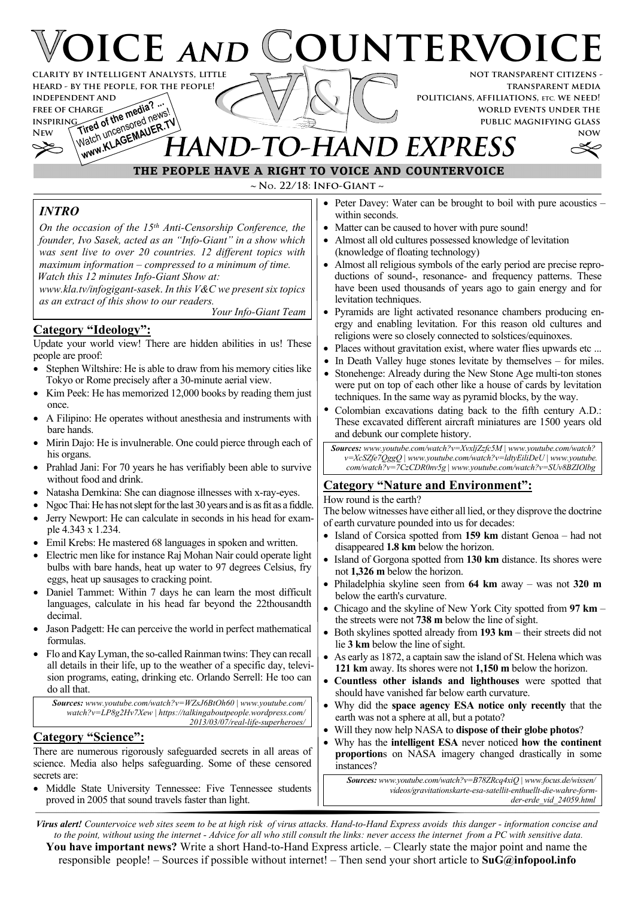# VOICE AND COUNTERVOICE

clarity by intelligent Analysts, little heard - by the people, for the people! independent and free of charge inspiring New

Tired of the media? ... Watch uncensored news! www.KLAGEMAUER.TV

not transparent citizens - transparent media politicians, affiliations, etc. we need! world events under the public magnifying glass now

## HAND-TO-HAND EXPRESS

**THE PEOPLE HAVE A RIGHT TO VOICE AND COUNTERVOICE**

~ No. 22/18: Info-Giant ~

### *INTRO*

*On the occasion of the 15th Anti-Censorship Conference, the founder, Ivo Sasek, acted as an "Info-Giant" in a show which was sent live to over 20 countries. 12 different topics with maximum information – compressed to a minimum of time. Watch this 12 minutes Info-Giant Show at: www.kla.tv/infogigant-sasek. In this V&C we present six topics as an extract of this show to our readers.*

*Your Info-Giant Team*

### Category "Ideology":

Update your world view! There are hidden abilities in us! These people are proof:

- Stephen Wiltshire: He is able to draw from his memory cities like Tokyo or Rome precisely after a 30-minute aerial view.
- Kim Peek: He has memorized 12,000 books by reading them just once.
- A Filipino: He operates without anesthesia and instruments with bare hands.
- Mirin Dajo: He is invulnerable. One could pierce through each of his organs.
- Prahlad Jani: For 70 years he has verifiably been able to survive without food and drink.
- Natasha Demkina: She can diagnose illnesses with x-ray-eyes.
- Ngoc Thai: He has not slept for the last 30 years and is as fit as a fiddle.
- Jerry Newport: He can calculate in seconds in his head for example 4.343 x 1.234.
- Emil Krebs: He mastered 68 languages in spoken and written.
- Electric men like for instance Raj Mohan Nair could operate light bulbs with bare hands, heat up water to 97 degrees Celsius, fry eggs, heat up sausages to cracking point.
- Daniel Tammet: Within 7 days he can learn the most difficult languages, calculate in his head far beyond the 22thousandth decimal.
- Jason Padgett: He can perceive the world in perfect mathematical formulas.
- Flo and Kay Lyman, the so-called Rainman twins: They can recall all details in their life, up to the weather of a specific day, television programs, eating, drinking etc. Orlando Serrell: He too can do all that.

***Sources:** www.youtube.com/watch?v=WZsJ6BtOh60 | www.youtube.com/watch?v=LP8g2Hv7Xew | https://talkingaboutpeople.wordpress.com/2013/03/07/real-life-superheroes/*

### Category "Science":

There are numerous rigorously safeguarded secrets in all areas of science. Media also helps safeguarding. Some of these censored secrets are:

- Middle State University Tennessee: Five Tennessee students proved in 2005 that sound travels faster than light.
- Peter Davey: Water can be brought to boil with pure acoustics – within seconds.
- Matter can be caused to hover with pure sound!
- Almost all old cultures possessed knowledge of levitation (knowledge of floating technology)
- Almost all religious symbols of the early period are precise reproductions of sound-, resonance- and frequency patterns. These have been used thousands of years ago to gain energy and for levitation techniques.
- Pyramids are light activated resonance chambers producing energy and enabling levitation. For this reason old cultures and religions were so closely connected to solstices/equinoxes.
- Places without gravitation exist, where water flies upwards etc ...
- In Death Valley huge stones levitate by themselves – for miles.
- Stonehenge: Already during the New Stone Age multi-ton stones were put on top of each other like a house of cards by levitation techniques. In the same way as pyramid blocks, by the way.
- Colombian excavations dating back to the fifth century A.D.: These excavated different aircraft miniatures are 1500 years old and debunk our complete history.

***Sources:** www.youtube.com/watch?v=XvxljZzfc5M | www.youtube.com/watch?v=XcSZfe7QggQ | www.youtube.com/watch?v=ldtyEiliDeU | www.youtube.com/watch?v=7CzCDR0nv5g | www.youtube.com/watch?v=SUv8BZIOlbg*

### Category "Nature and Environment":

How round is the earth?

The below witnesses have either all lied, or they disprove the doctrine of earth curvature pounded into us for decades:

- Island of Corsica spotted from **159 km** distant Genoa – had not disappeared **1.8 km** below the horizon.
- Island of Gorgona spotted from **130 km** distance. Its shores were not **1,326 m** below the horizon.
- Philadelphia skyline seen from **64 km** away – was not **320 m** below the earth's curvature.
- Chicago and the skyline of New York City spotted from **97 km** – the streets were not **738 m** below the line of sight.
- Both skylines spotted already from **193 km** – their streets did not lie **3 km** below the line of sight.
- As early as 1872, a captain saw the island of St. Helena which was **121 km** away. Its shores were not **1,150 m** below the horizon.
- **Countless other islands and lighthouses** were spotted that should have vanished far below earth curvature.
- Why did the **space agency ESA notice only recently** that the earth was not a sphere at all, but a potato?
- Will they now help NASA to **dispose of their globe photos**?
- Why has the **intelligent ESA** never noticed **how the continent proportions** on NASA imagery changed drastically in some instances?

***Sources:** www.youtube.com/watch?v=B78ZRcq4xiQ | www.focus.de/wissen/videos/gravitationskarte-esa-satellit-enthuellt-die-wahre-form-der-erde_vid_24059.html*

---

***Virus alert!** Countervoice web sites seem to be at high risk of virus attacks. Hand-to-Hand Express avoids this danger - information concise and to the point, without using the internet - Advice for all who still consult the links: never access the internet from a PC with sensitive data.*

**You have important news?** Write a short Hand-to-Hand Express article. – Clearly state the major point and name the responsible people! – Sources if possible without internet! – Then send your short article to **SuG@infopool.info**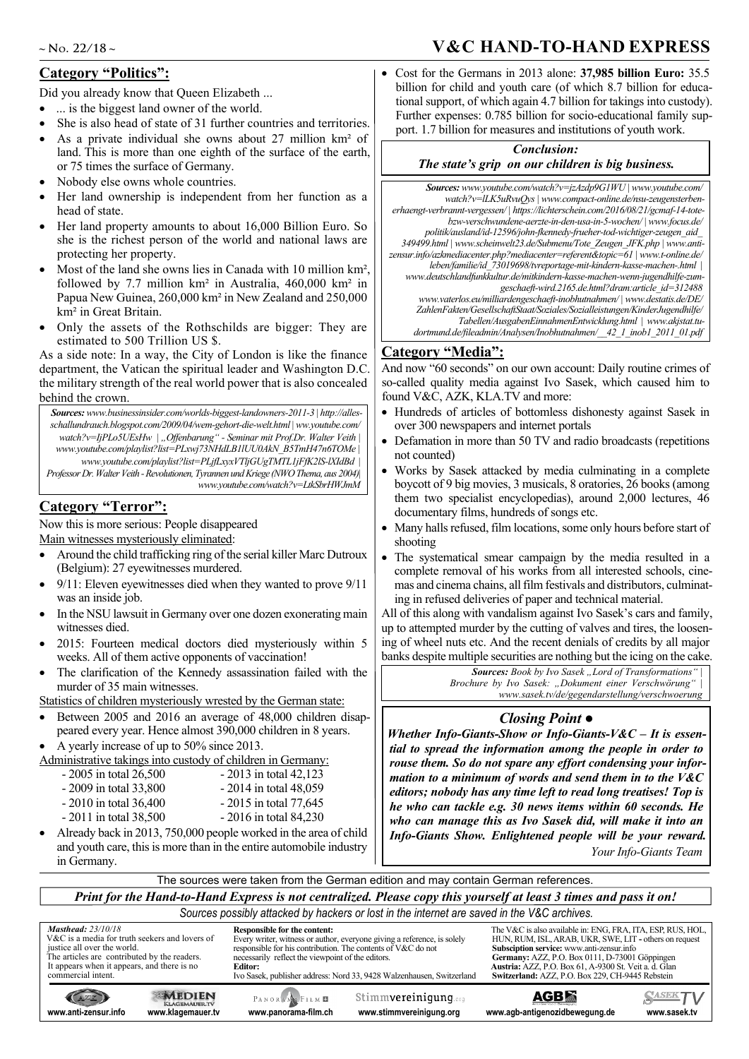## Category "Politics":

Did you already know that Queen Elizabeth ...

- ... is the biggest land owner of the world.
- She is also head of state of 31 further countries and territories.
- As a private individual she owns about 27 million km² of land. This is more than one eighth of the surface of the earth, or 75 times the surface of Germany.
- Nobody else owns whole countries.
- Her land ownership is independent from her function as a head of state.
- Her land property amounts to about 16,000 Billion Euro. So she is the richest person of the world and national laws are protecting her property.
- Most of the land she owns lies in Canada with 10 million km², followed by 7.7 million km² in Australia, 460,000 km² in Papua New Guinea, 260,000 km² in New Zealand and 250,000 km² in Great Britain.
- Only the assets of the Rothschilds are bigger: They are estimated to 500 Trillion US $.

As a side note: In a way, the City of London is like the finance department, the Vatican the spiritual leader and Washington D.C. the military strength of the real world power that is also concealed behind the crown.

*Sources: www.businessinsider.com/worlds-biggest-landowners-2011-3 | http://alles-schallundrauch.blogspot.com/2009/04/wem-gehort-die-welt.html | ww.youtube.com/watch?v=IjPLo5UEsHw | „Offenbarung" - Seminar mit Prof.Dr. Walter Veith | www.youtube.com/playlist?list=PLxwj73NHdLB1lUU0AkN_B5TmH47n6TOMe | www.youtube.com/playlist?list=PLjfLxyxVTljGUgTMTL1jFfK2lS-lXIdBd | Professor Dr. Walter Veith - Revolutionen, Tyrannen und Kriege (NWO Thema, aus 2004)| www.youtube.com/watch?v=LtkSbrHWJmM*

## Category "Terror":

Now this is more serious: People disappeared

Main witnesses mysteriously eliminated:

- Around the child trafficking ring of the serial killer Marc Dutroux (Belgium): 27 eyewitnesses murdered.
- 9/11: Eleven eyewitnesses died when they wanted to prove 9/11 was an inside job.
- In the NSU lawsuit in Germany over one dozen exonerating main witnesses died.
- 2015: Fourteen medical doctors died mysteriously within 5 weeks. All of them active opponents of vaccination!
- The clarification of the Kennedy assassination failed with the murder of 35 main witnesses.

Statistics of children mysteriously wrested by the German state:

- Between 2005 and 2016 an average of 48,000 children disappeared every year. Hence almost 390,000 children in 8 years.
- A yearly increase of up to 50% since 2013.

Administrative takings into custody of children in Germany:

| | |
|---|---|
| - 2005 in total 26,500 | - 2013 in total 42,123 |
| - 2009 in total 33,800 | - 2014 in total 48,059 |
| - 2010 in total 36,400 | - 2015 in total 77,645 |
| - 2011 in total 38,500 | - 2016 in total 84,230 |

- Already back in 2013, 750,000 people worked in the area of child and youth care, this is more than in the entire automobile industry in Germany.
- Cost for the Germans in 2013 alone: **37,985 billion Euro:** 35.5 billion for child and youth care (of which 8.7 billion for educational support, of which again 4.7 billion for takings into custody). Further expenses: 0.785 billion for socio-educational family support. 1.7 billion for measures and institutions of youth work.

***Conclusion:***
***The state's grip on our children is big business.***

*Sources: www.youtube.com/watch?v=jzAzdp9G1WU | www.youtube.com/watch?v=lLK5uRvuQys | www.compact-online.de/nsu-zeugensterben-erhaengt-verbrannt-vergessen/ | https://lichterschein.com/2016/08/21/gcmaf-14-tote-bzw-verschwundene-aerzte-in-den-usa-in-5-wochen/ | www.focus.de/politik/ausland/id-12596/john-fkennedy-frueher-tod-wichtiger-zeugen_aid_349499.html | www.scheinwelt23.de/Submenu/Tote_Zeugen_JFK.php | www.anti-zensur.info/azkmediacenter.php?mediacenter=referent&topic=61 | www.t-online.de/leben/familie/id_73019698/tvreportage-mit-kindern-kasse-machen-.html | www.deutschlandfunkkultur.de/mitkindern-kasse-machen-wenn-jugendhilfe-zum-geschaeft-wird.2165.de.html?dram:article_id=312488 www.vaterlos.eu/milliardengeschaeft-inobhutnahmen/ | www.destatis.de/DE/ZahlenFakten/GesellschaftStaat/Soziales/Sozialleistungen/KinderJugendhilfe/Tabellen/AusgabenEinnahmenEntwicklung.html | www.akjstat.tu-dortmund.de/fileadmin/Analysen/Inobhutnahmen/__42_1_inob1_2011_01.pdf*

## Category "Media":

And now "60 seconds" on our own account: Daily routine crimes of so-called quality media against Ivo Sasek, which caused him to found V&C, AZK, KLA.TV and more:

- Hundreds of articles of bottomless dishonesty against Sasek in over 300 newspapers and internet portals
- Defamation in more than 50 TV and radio broadcasts (repetitions not counted)
- Works by Sasek attacked by media culminating in a complete boycott of 9 big movies, 3 musicals, 8 oratories, 26 books (among them two specialist encyclopedias), around 2,000 lectures, 46 documentary films, hundreds of songs etc.
- Many halls refused, film locations, some only hours before start of shooting
- The systematical smear campaign by the media resulted in a complete removal of his works from all interested schools, cinemas and cinema chains, all film festivals and distributors, culminating in refused deliveries of paper and technical material.

All of this along with vandalism against Ivo Sasek's cars and family, up to attempted murder by the cutting of valves and tires, the loosening of wheel nuts etc. And the recent denials of credits by all major banks despite multiple securities are nothing but the icing on the cake.

*Sources: Book by Ivo Sasek „Lord of Transformations" | Brochure by Ivo Sasek: „Dokument einer Verschwörung" | www.sasek.tv/de/gegendarstellung/verschwoerung*

### *Closing Point ●*

***Whether Info-Giants-Show or Info-Giants-V&C – It is essential to spread the information among the people in order to rouse them. So do not spare any effort condensing your information to a minimum of words and send them in to the V&C editors; nobody has any time left to read long treatises! Top is he who can tackle e.g. 30 news items within 60 seconds. He who can manage this as Ivo Sasek did, will make it into an Info-Giants Show. Enlightened people will be your reward.***

*Your Info-Giants Team*

The sources were taken from the German edition and may contain German references.

***Print for the Hand-to-Hand Express is not centralized. Please copy this yourself at least 3 times and pass it on!***

*Sources possibly attacked by hackers or lost in the internet are saved in the V&C archives.*

***Masthead:** 23/10/18*
V&C is a media for truth seekers and lovers of justice all over the world.
The articles are contributed by the readers.
It appears when it appears, and there is no commercial intent.

**Responsible for the content:**
Every writer, witness or author, everyone giving a reference, is solely responsible for his contribution. The contents of V&C do not necessarily reflect the viewpoint of the editors.
**Editor:**
Ivo Sasek, publisher address: Nord 33, 9428 Walzenhausen, Switzerland

The V&C is also available in: ENG, FRA, ITA, ESP, RUS, HOL, HUN, RUM, ISL, ARAB, UKR, SWE, LIT - others on request
**Subsciption service:** www.anti-zensur.info
**Germany:** AZK, P.O. Box 0111, D-73001 Göppingen
**Austria:** AZK, P.O. Box 61, A-9300 St. Veit a. d. Glan
**Switzerland:** AZK, P.O. Box 229, CH-9445 Rebstein

www.anti-zensur.info | www.klagemauer.tv | www.panorama-film.ch | www.stimmvereinigung.org | www.agb-antigenozidbewegung.de | www.sasek.tv